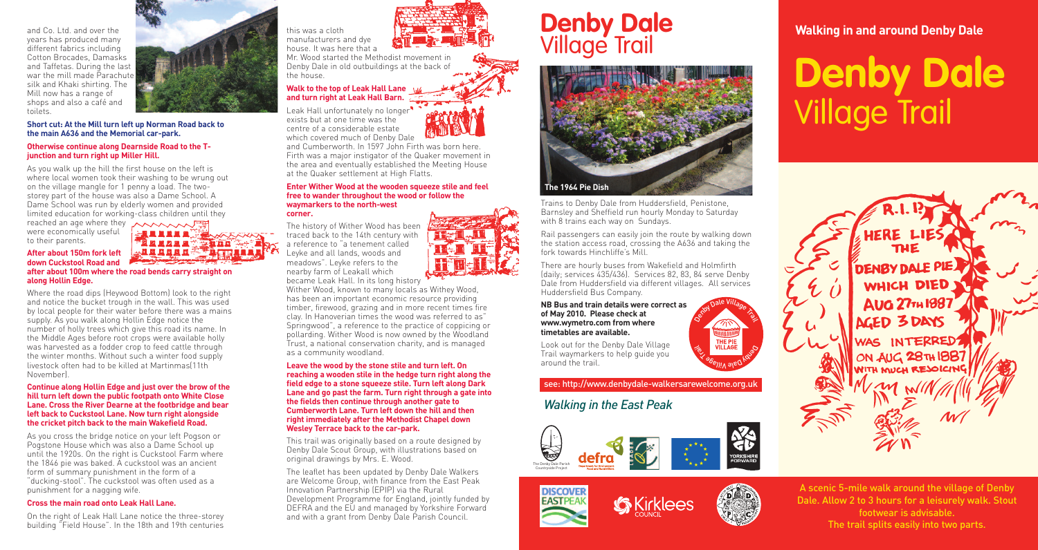and Co. Ltd. and over the years has produced many different fabrics including Cotton Brocades, Damasks and Taffetas. During the last war the mill made Parachute silk and Khaki shirting. The Mill now has a range of shops and also a café and toilets.

**Short cut: At the Mill turn left up Norman Road back to the main A636 and the Memorial car-park.**

**Otherwise continue along Dearnside Road to the T-junction and turn right up Miller Hill.**

As you walk up the hill the first house on the left is where local women took their washing to be wrung out on the village mangle for 1 penny a load. The two-storey part of the house was also a Dame School. A Dame School was run by elderly women and provided limited education for working-class children until they reached an age where they were economically useful to their parents.

**After about 150m fork left down Cuckstool Road and after about 100m where the road bends carry straight on along Hollin Edge.**

Where the road dips (Heywood Bottom) look to the right and notice the bucket trough in the wall. This was used by local people for their water before there was a mains supply. As you walk along Hollin Edge notice the number of holly trees which give this road its name. In the Middle Ages before root crops were available holly was harvested as a fodder crop to feed cattle through the winter months. Without such a winter food supply livestock often had to be killed at Martinmas(11th November).

**Continue along Hollin Edge and just over the brow of the hill turn left down the public footpath onto White Close Lane. Cross the River Dearne at the footbridge and bear left back to Cuckstool Lane. Now turn right alongside the cricket pitch back to the main Wakefield Road.**

As you cross the bridge notice on your left Pogson or Pogstone House which was also a Dame School up until the 1920s. On the right is Cuckstool Farm where the 1846 pie was baked. A cuckstool was an ancient form of summary punishment in the form of a "ducking-stool". The cuckstool was often used as a punishment for a nagging wife.

**Cross the main road onto Leak Hall Lane.**

On the right of Leak Hall Lane notice the three-storey building "Field House". In the 18th and 19th centuries this was a cloth manufacturers and dye house. It was here that a Mr. Wood started the Methodist movement in Denby Dale in old outbuildings at the back of the house.

**Walk to the top of Leak Hall Lane and turn right at Leak Hall Barn.**

Leak Hall unfortunately no longer exists but at one time was the centre of a considerable estate which covered much of Denby Dale and Cumberworth. In 1597 John Firth was born here. Firth was a major instigator of the Quaker movement in the area and eventually established the Meeting House at the Quaker settlement at High Flatts.

**Enter Wither Wood at the wooden squeeze stile and feel free to wander throughout the wood or follow the waymarkers to the north-west corner.**

The history of Wither Wood has been traced back to the 14th century with a reference to "a tenement called Leyke and all lands, woods and meadows". Leyke refers to the nearby farm of Leakall which became Leak Hall. In its long history Wither Wood, known to many locals as Withey Wood, has been an important economic resource providing timber, firewood, grazing and in more recent times fire clay. In Hanoverian times the wood was referred to as "Springwood", a reference to the practice of coppicing or pollarding. Wither Wood is now owned by the Woodland Trust, a national conservation charity, and is managed as a community woodland.

**Leave the wood by the stone stile and turn left. On reaching a wooden stile in the hedge turn right along the field edge to a stone squeeze stile. Turn left along Dark Lane and go past the farm. Turn right through a gate into the fields then continue through another gate to Cumberworth Lane. Turn left down the hill and then right immediately after the Methodist Chapel down Wesley Terrace back to the car-park.**

This trail was originally based on a route designed by Denby Dale Scout Group, with illustrations based on original drawings by Mrs. E. Wood.

The leaflet has been updated by Denby Dale Walkers are Welcome Group, with finance from the East Peak Innovation Partnership (EPIP) via the Rural Development Programme for England, jointly funded by DEFRA and the EU and managed by Yorkshire Forward and with a grant from Denby Dale Parish Council.

# Denby Dale Village Trail

The 1964 Pie Dish

Trains to Denby Dale from Huddersfield, Penistone, Barnsley and Sheffield run hourly Monday to Saturday with 8 trains each way on Sundays.

Rail passengers can easily join the route by walking down the station access road, crossing the A636 and taking the fork towards Hinchliffe's Mill.

There are hourly buses from Wakefield and Holmfirth (daily; services 435/436). Services 82, 83, 84 serve Denby Dale from Huddersfield via different villages. All services Huddersfield Bus Company.

**NB Bus and train details were correct as of May 2010. Please check at www.wymetro.com from where timetables are available.**

Look out for the Denby Dale Village Trail waymarkers to help guide you around the trail.

see: http://www.denbydale-walkersarewelcome.org.uk

*Walking in the East Peak*

**Walking in and around Denby Dale**

# Denby Dale Village Trail

A scenic 5-mile walk around the village of Denby Dale. Allow 2 to 3 hours for a leisurely walk. Stout footwear is advisable.
The trail splits easily into two parts.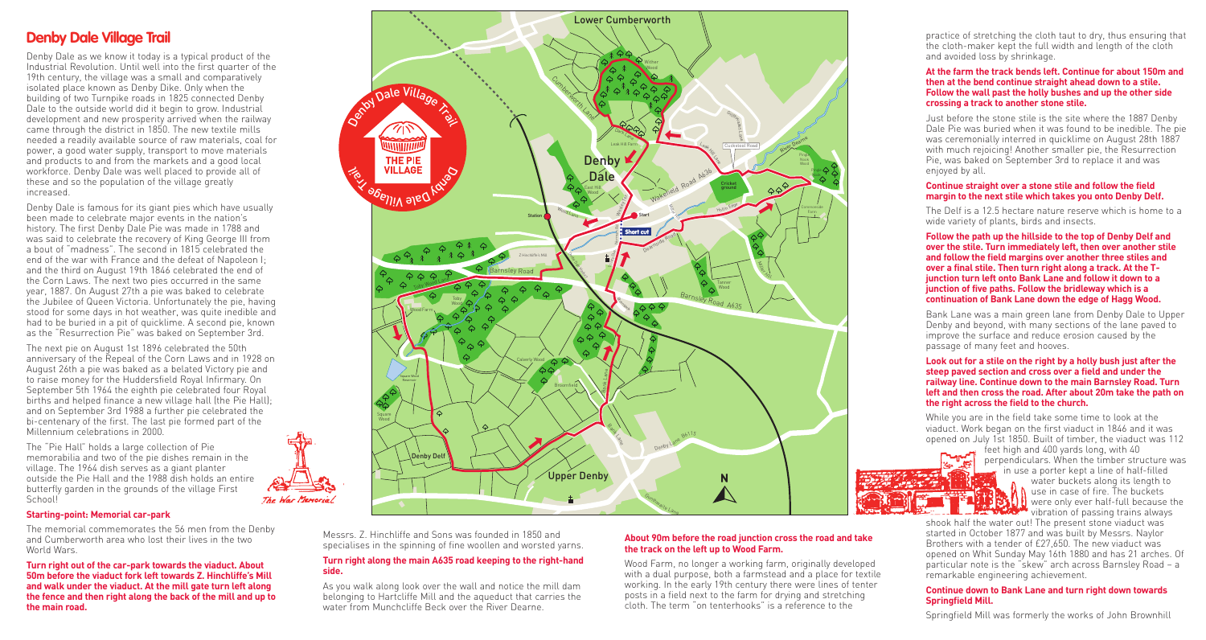## Denby Dale Village Trail

Denby Dale as we know it today is a typical product of the Industrial Revolution. Until well into the first quarter of the 19th century, the village was a small and comparatively isolated place known as Denby Dike. Only when the building of two Turnpike roads in 1825 connected Denby Dale to the outside world did it begin to grow. Industrial development and new prosperity arrived when the railway came through the district in 1850. The new textile mills needed a readily available source of raw materials, coal for power, a good water supply, transport to move materials and products to and from the markets and a good local workforce. Denby Dale was well placed to provide all of these and so the population of the village greatly increased.

Denby Dale is famous for its giant pies which have usually been made to celebrate major events in the nation's history. The first Denby Dale Pie was made in 1788 and was said to celebrate the recovery of King George III from a bout of "madness". The second in 1815 celebrated the end of the war with France and the defeat of Napoleon I; and the third on August 19th 1846 celebrated the end of the Corn Laws. The next two pies occurred in the same year, 1887. On August 27th a pie was baked to celebrate the Jubilee of Queen Victoria. Unfortunately the pie, having stood for some days in hot weather, was quite inedible and had to be buried in a pit of quicklime. A second pie, known as the "Resurrection Pie" was baked on September 3rd.

The next pie on August 1st 1896 celebrated the 50th anniversary of the Repeal of the Corn Laws and in 1928 on August 26th a pie was baked as a belated Victory pie and to raise money for the Huddersfield Royal Infirmary. On September 5th 1964 the eighth pie celebrated four Royal births and helped finance a new village hall (the Pie Hall); and on September 3rd 1988 a further pie celebrated the bi-centenary of the first. The last pie formed part of the Millennium celebrations in 2000.

The "Pie Hall" holds a large collection of Pie memorabilia and two of the pie dishes remain in the village. The 1964 dish serves as a giant planter outside the Pie Hall and the 1988 dish holds an entire butterfly garden in the grounds of the village First School!

The War Memorial

### Starting-point: Memorial car-park

The memorial commemorates the 56 men from the Denby and Cumberworth area who lost their lives in the two World Wars.

**Turn right out of the car-park towards the viaduct. About 50m before the viaduct fork left towards Z. Hinchliffe's Mill and walk under the viaduct. At the mill gate turn left along the fence and then right along the back of the mill and up to the main road.**

Denby Dale Village Trail

THE PIE VILLAGE

Lower Cumberworth
Denby Dale
Upper Denby
Denby Delf
Station
Start
Short cut
Cumberworth Lane
Wither Wood
Leak Hill Farm
Leak Hill Lane
Cuckstool Road
River Dearne
Wakefield Road A636
Cricket ground
Hollin Edge
East Hill Wood
Wood Lane
Z. Hinchliffe's Mill
Barnsley Road
Barnsley Road A635
Toby Wood Lane
Toby Wood
Wood Farm
Square Wood Reservoir
Square Wood
Calverly Wood
Broomfield
Bank Lane
Denby Lane B6115
Tanner Wood
N

Messrs. Z. Hinchliffe and Sons was founded in 1850 and specialises in the spinning of fine woollen and worsted yarns.

**Turn right along the main A635 road keeping to the right-hand side.**

As you walk along look over the wall and notice the mill dam belonging to Hartcliffe Mill and the aqueduct that carries the water from Munchcliffe Beck over the River Dearne.

**About 90m before the road junction cross the road and take the track on the left up to Wood Farm.**

Wood Farm, no longer a working farm, originally developed with a dual purpose, both a farmstead and a place for textile working. In the early 19th century there were lines of tenter posts in a field next to the farm for drying and stretching cloth. The term "on tenterhooks" is a reference to the practice of stretching the cloth taut to dry, thus ensuring that the cloth-maker kept the full width and length of the cloth and avoided loss by shrinkage.

**At the farm the track bends left. Continue for about 150m and then at the bend continue straight ahead down to a stile. Follow the wall past the holly bushes and up the other side crossing a track to another stone stile.**

Just before the stone stile is the site where the 1887 Denby Dale Pie was buried when it was found to be inedible. The pie was ceremonially interred in quicklime on August 28th 1887 with much rejoicing! Another smaller pie, the Resurrection Pie, was baked on September 3rd to replace it and was enjoyed by all.

**Continue straight over a stone stile and follow the field margin to the next stile which takes you onto Denby Delf.**

The Delf is a 12.5 hectare nature reserve which is home to a wide variety of plants, birds and insects.

**Follow the path up the hillside to the top of Denby Delf and over the stile. Turn immediately left, then over another stile and follow the field margins over another three stiles and over a final stile. Then turn right along a track. At the T-junction turn left onto Bank Lane and follow it down to a junction of five paths. Follow the bridleway which is a continuation of Bank Lane down the edge of Hagg Wood.**

Bank Lane was a main green lane from Denby Dale to Upper Denby and beyond, with many sections of the lane paved to improve the surface and reduce erosion caused by the passage of many feet and hooves.

**Look out for a stile on the right by a holly bush just after the steep paved section and cross over a field and under the railway line. Continue down to the main Barnsley Road. Turn left and then cross the road. After about 20m take the path on the right across the field to the church.**

While you are in the field take some time to look at the viaduct. Work began on the first viaduct in 1846 and it was opened on July 1st 1850. Built of timber, the viaduct was 112 feet high and 400 yards long, with 40 perpendiculars. When the timber structure was in use a porter kept a line of half-filled water buckets along its length to use in case of fire. The buckets were only ever half-full because the vibration of passing trains always shook half the water out! The present stone viaduct was started in October 1877 and was built by Messrs. Naylor Brothers with a tender of £27,650. The new viaduct was opened on Whit Sunday May 16th 1880 and has 21 arches. Of particular note is the "skew" arch across Barnsley Road – a remarkable engineering achievement.

**Continue down to Bank Lane and turn right down towards Springfield Mill.**

Springfield Mill was formerly the works of John Brownhill